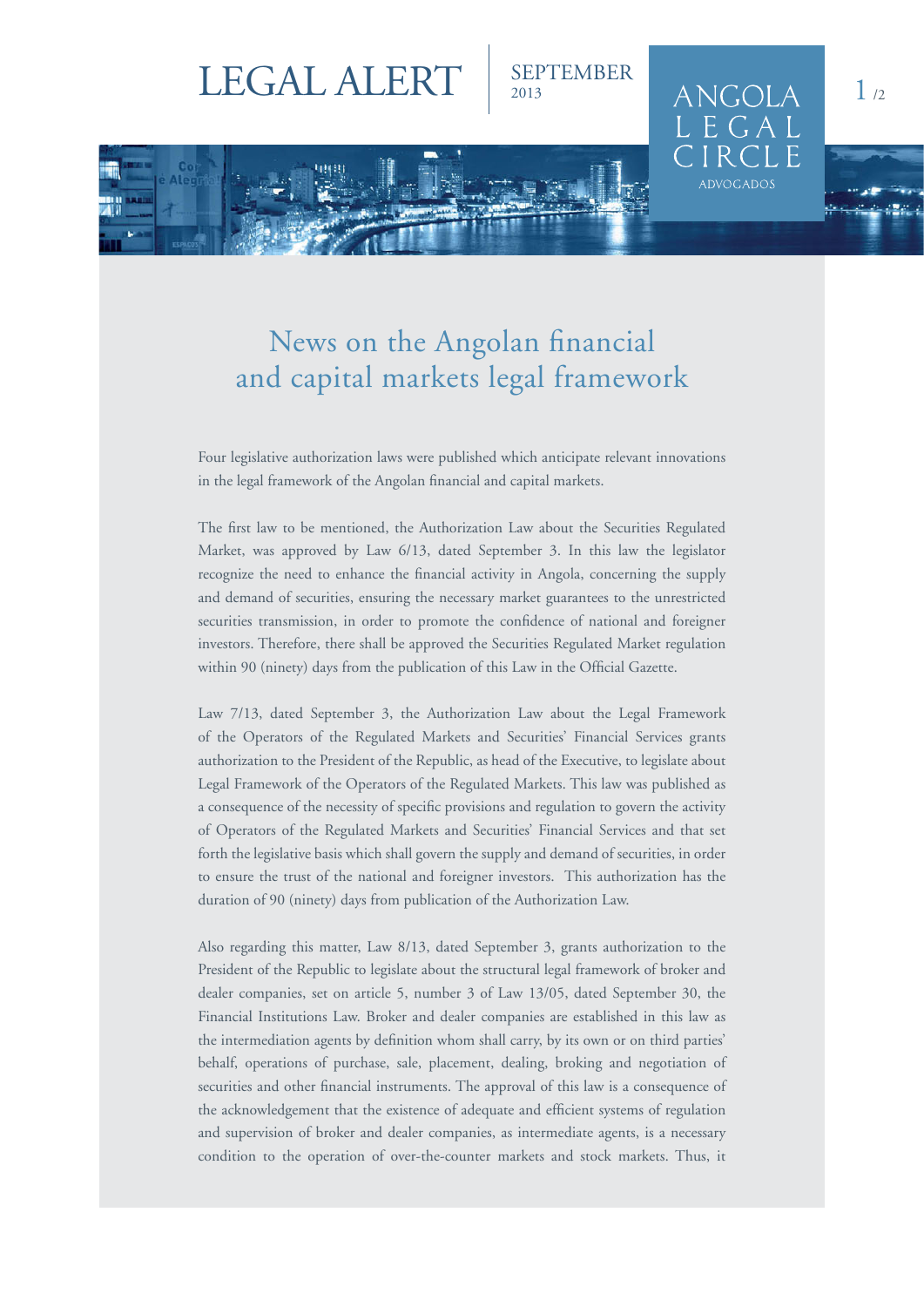# LEGAL ALERT

SEPTEMBER 2013

ANGOLA LEGAL CIRCLE ADVOGADOS

## News on the Angolan financial and capital markets legal framework

Four legislative authorization laws were published which anticipate relevant innovations in the legal framework of the Angolan financial and capital markets.

The first law to be mentioned, the Authorization Law about the Securities Regulated Market, was approved by Law 6/13, dated September 3. In this law the legislator recognize the need to enhance the financial activity in Angola, concerning the supply and demand of securities, ensuring the necessary market guarantees to the unrestricted securities transmission, in order to promote the confidence of national and foreigner investors. Therefore, there shall be approved the Securities Regulated Market regulation within 90 (ninety) days from the publication of this Law in the Official Gazette.

Law 7/13, dated September 3, the Authorization Law about the Legal Framework of the Operators of the Regulated Markets and Securities' Financial Services grants authorization to the President of the Republic, as head of the Executive, to legislate about Legal Framework of the Operators of the Regulated Markets. This law was published as a consequence of the necessity of specific provisions and regulation to govern the activity of Operators of the Regulated Markets and Securities' Financial Services and that set forth the legislative basis which shall govern the supply and demand of securities, in order to ensure the trust of the national and foreigner investors. This authorization has the duration of 90 (ninety) days from publication of the Authorization Law.

Also regarding this matter, Law 8/13, dated September 3, grants authorization to the President of the Republic to legislate about the structural legal framework of broker and dealer companies, set on article 5, number 3 of Law 13/05, dated September 30, the Financial Institutions Law. Broker and dealer companies are established in this law as the intermediation agents by definition whom shall carry, by its own or on third parties' behalf, operations of purchase, sale, placement, dealing, broking and negotiation of securities and other financial instruments. The approval of this law is a consequence of the acknowledgement that the existence of adequate and efficient systems of regulation and supervision of broker and dealer companies, as intermediate agents, is a necessary condition to the operation of over-the-counter markets and stock markets. Thus, it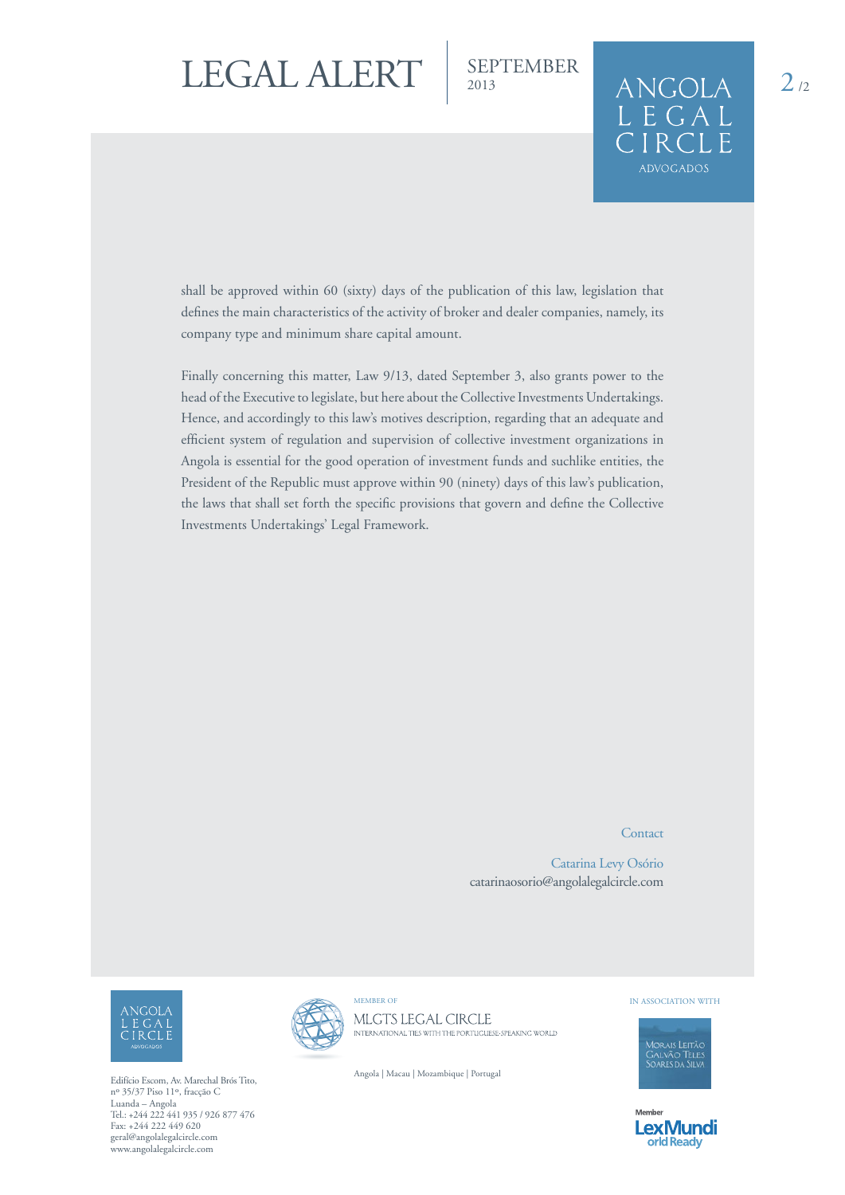shall be approved within 60 (sixty) days of the publication of this law, legislation that defines the main characteristics of the activity of broker and dealer companies, namely, its company type and minimum share capital amount.

Finally concerning this matter, Law 9/13, dated September 3, also grants power to the head of the Executive to legislate, but here about the Collective Investments Undertakings. Hence, and accordingly to this law's motives description, regarding that an adequate and efficient system of regulation and supervision of collective investment organizations in Angola is essential for the good operation of investment funds and suchlike entities, the President of the Republic must approve within 90 (ninety) days of this law's publication, the laws that shall set forth the specific provisions that govern and define the Collective Investments Undertakings' Legal Framework.

Contact

Catarina Levy Osório
catarinaosorio@angolalegalcircle.com

Edifício Escom, Av. Marechal Brós Tito,
nº 35/37 Piso 11º, fracção C
Luanda – Angola
Tel.: +244 222 441 935 / 926 877 476
Fax: +244 222 449 620
geral@angolalegalcircle.com
www.angolalegalcircle.com

MEMBER OF
MLGTS LEGAL CIRCLE
INTERNATIONAL TIES WITH THE PORTUGUESE-SPEAKING WORLD

Angola | Macau | Mozambique | Portugal

IN ASSOCIATION WITH

Morais Leitão Galvão Teles Soares da Silva

Member LexMundi World Ready